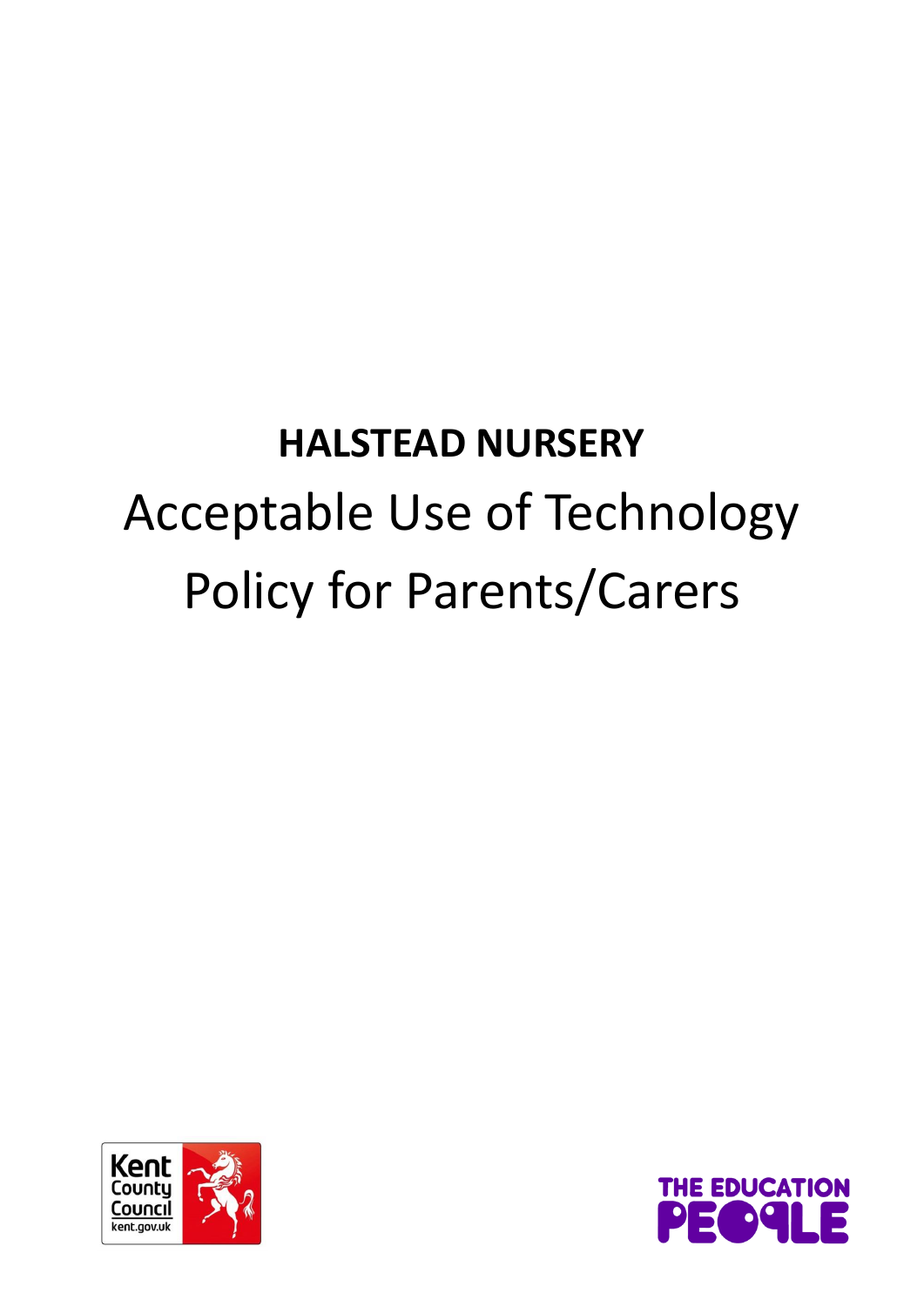# HALSTEAD NURSERY

# Acceptable Use of Technology Policy for Parents/Carers

Kent County Council kent.gov.uk

THE EDUCATION PEOPLE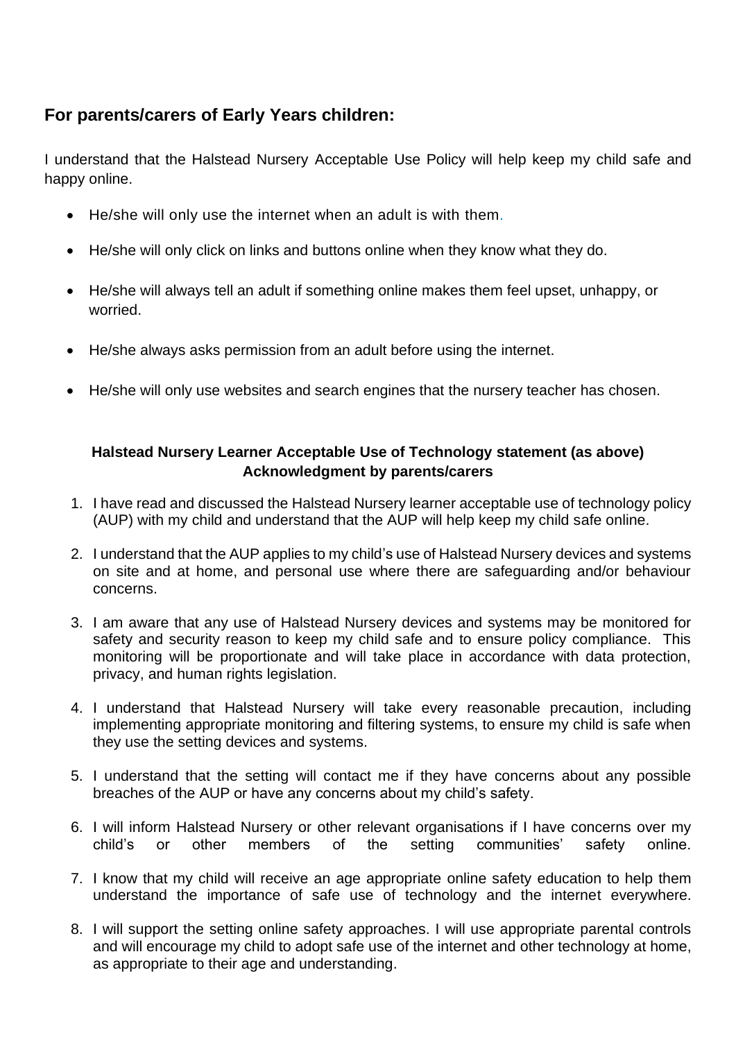## For parents/carers of Early Years children:

I understand that the Halstead Nursery Acceptable Use Policy will help keep my child safe and happy online.

- He/she will only use the internet when an adult is with them.
- He/she will only click on links and buttons online when they know what they do.
- He/she will always tell an adult if something online makes them feel upset, unhappy, or worried.
- He/she always asks permission from an adult before using the internet.
- He/she will only use websites and search engines that the nursery teacher has chosen.

**Halstead Nursery Learner Acceptable Use of Technology statement (as above)**
**Acknowledgment by parents/carers**

1. I have read and discussed the Halstead Nursery learner acceptable use of technology policy (AUP) with my child and understand that the AUP will help keep my child safe online.
2. I understand that the AUP applies to my child's use of Halstead Nursery devices and systems on site and at home, and personal use where there are safeguarding and/or behaviour concerns.
3. I am aware that any use of Halstead Nursery devices and systems may be monitored for safety and security reason to keep my child safe and to ensure policy compliance. This monitoring will be proportionate and will take place in accordance with data protection, privacy, and human rights legislation.
4. I understand that Halstead Nursery will take every reasonable precaution, including implementing appropriate monitoring and filtering systems, to ensure my child is safe when they use the setting devices and systems.
5. I understand that the setting will contact me if they have concerns about any possible breaches of the AUP or have any concerns about my child's safety.
6. I will inform Halstead Nursery or other relevant organisations if I have concerns over my child's or other members of the setting communities' safety online.
7. I know that my child will receive an age appropriate online safety education to help them understand the importance of safe use of technology and the internet everywhere.
8. I will support the setting online safety approaches. I will use appropriate parental controls and will encourage my child to adopt safe use of the internet and other technology at home, as appropriate to their age and understanding.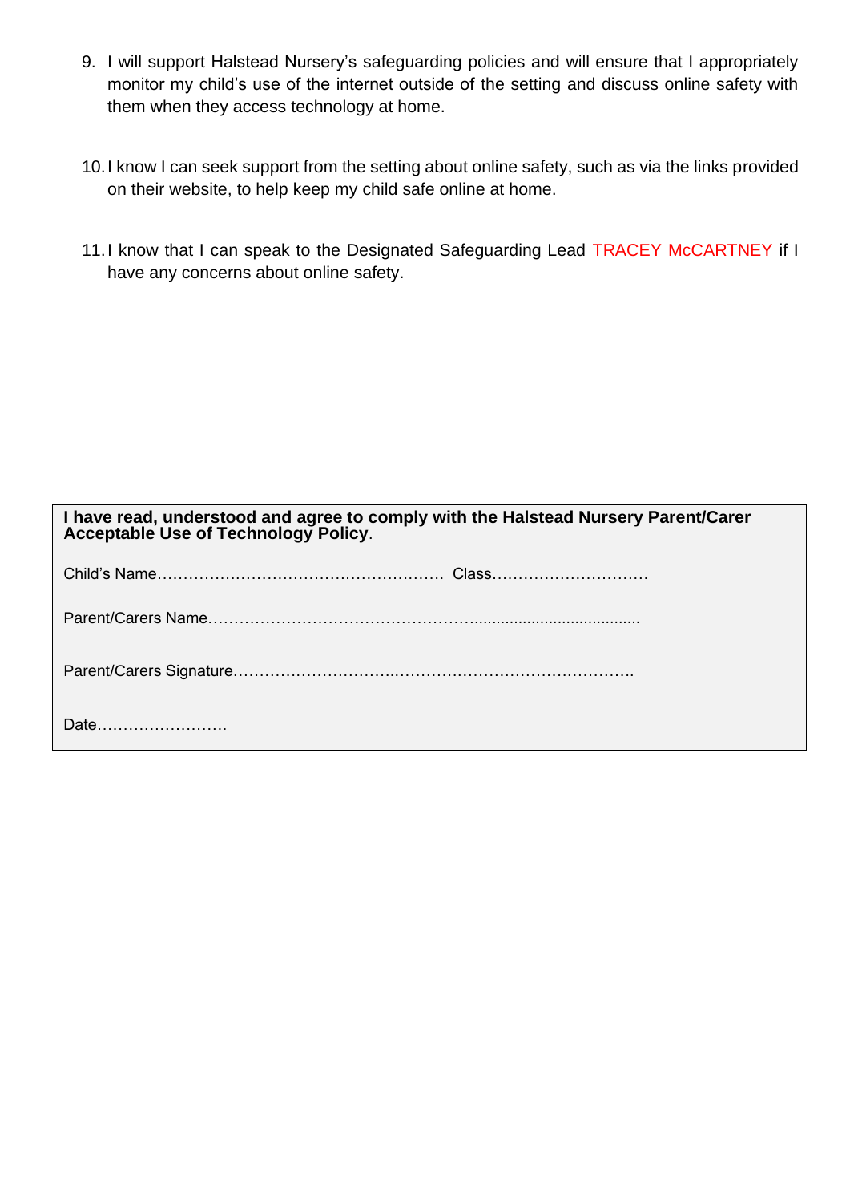9. I will support Halstead Nursery's safeguarding policies and will ensure that I appropriately monitor my child's use of the internet outside of the setting and discuss online safety with them when they access technology at home.

10. I know I can seek support from the setting about online safety, such as via the links provided on their website, to help keep my child safe online at home.

11. I know that I can speak to the Designated Safeguarding Lead TRACEY McCARTNEY if I have any concerns about online safety.

**I have read, understood and agree to comply with the Halstead Nursery Parent/Carer Acceptable Use of Technology Policy**.

Child's Name………………………………………………. Class…………………………

Parent/Carers Name…………………………………………......................................

Parent/Carers Signature…………………………..……………………………………….

Date…………………….